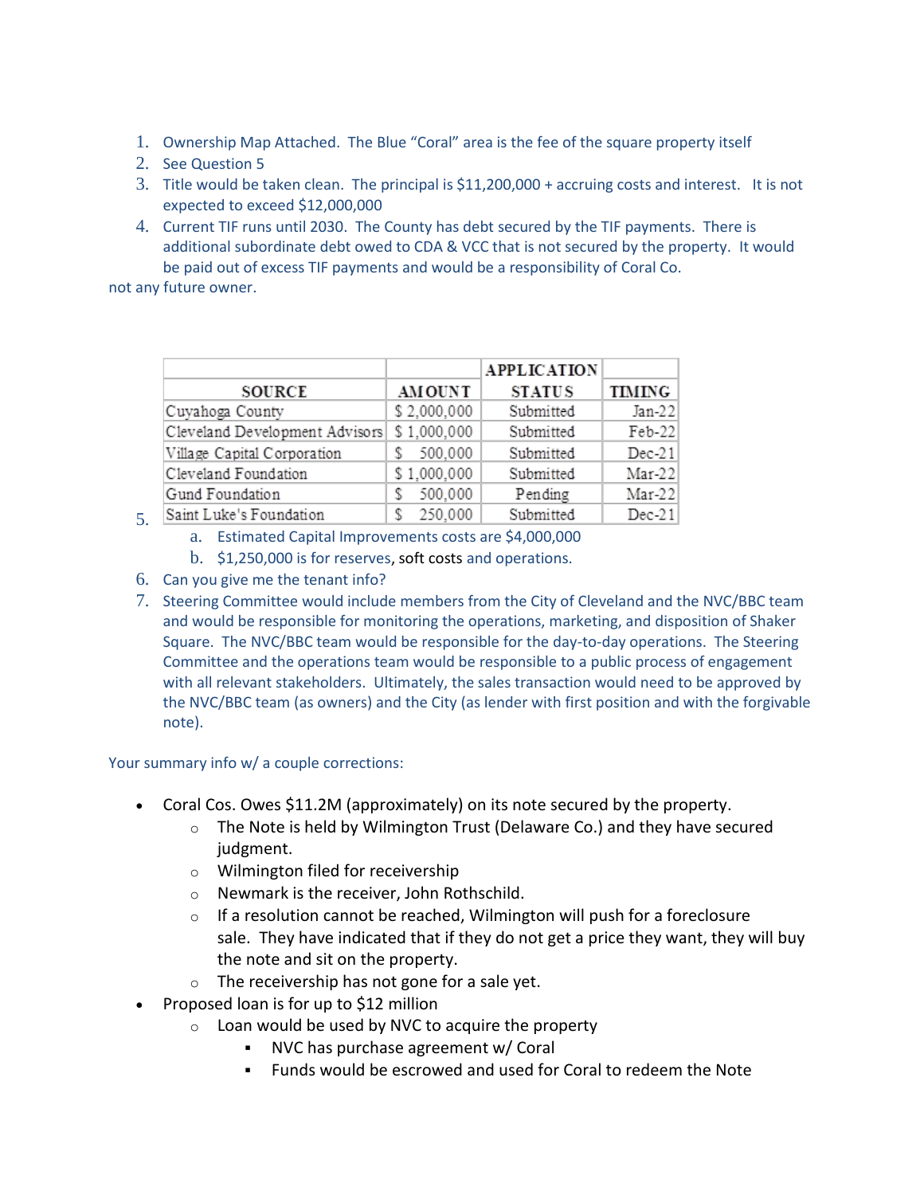1. Ownership Map Attached. The Blue "Coral" area is the fee of the square property itself
2. See Question 5
3. Title would be taken clean. The principal is $11,200,000 + accruing costs and interest. It is not expected to exceed $12,000,000
4. Current TIF runs until 2030. The County has debt secured by the TIF payments. There is additional subordinate debt owed to CDA & VCC that is not secured by the property. It would be paid out of excess TIF payments and would be a responsibility of Coral Co.

not any future owner.

5.

| SOURCE | AMOUNT | APPLICATION STATUS | TIMING |
|---|---|---|---|
| Cuyahoga County | $ 2,000,000 | Submitted | Jan-22 |
| Cleveland Development Advisors | $ 1,000,000 | Submitted | Feb-22 |
| Village Capital Corporation | $ 500,000 | Submitted | Dec-21 |
| Cleveland Foundation | $ 1,000,000 | Submitted | Mar-22 |
| Gund Foundation | $ 500,000 | Pending | Mar-22 |
| Saint Luke's Foundation | $ 250,000 | Submitted | Dec-21 |

   a. Estimated Capital Improvements costs are $4,000,000
   b. $1,250,000 is for reserves, soft costs and operations.

6. Can you give me the tenant info?
7. Steering Committee would include members from the City of Cleveland and the NVC/BBC team and would be responsible for monitoring the operations, marketing, and disposition of Shaker Square. The NVC/BBC team would be responsible for the day-to-day operations. The Steering Committee and the operations team would be responsible to a public process of engagement with all relevant stakeholders. Ultimately, the sales transaction would need to be approved by the NVC/BBC team (as owners) and the City (as lender with first position and with the forgivable note).

Your summary info w/ a couple corrections:

- Coral Cos. Owes $11.2M (approximately) on its note secured by the property.
  - The Note is held by Wilmington Trust (Delaware Co.) and they have secured judgment.
  - Wilmington filed for receivership
  - Newmark is the receiver, John Rothschild.
  - If a resolution cannot be reached, Wilmington will push for a foreclosure sale. They have indicated that if they do not get a price they want, they will buy the note and sit on the property.
  - The receivership has not gone for a sale yet.
- Proposed loan is for up to $12 million
  - Loan would be used by NVC to acquire the property
    - NVC has purchase agreement w/ Coral
    - Funds would be escrowed and used for Coral to redeem the Note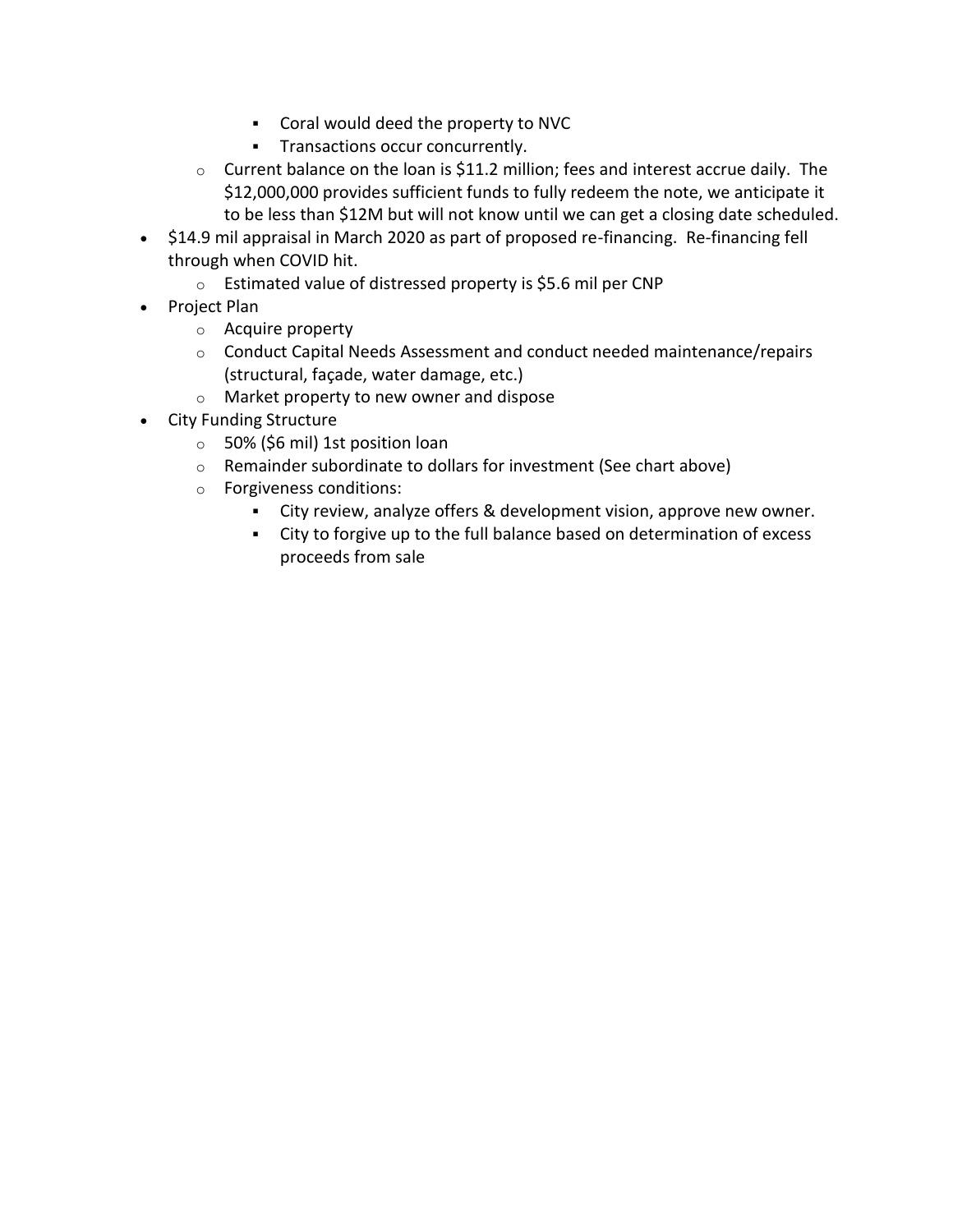- Coral would deed the property to NVC
    - Transactions occur concurrently.
  - Current balance on the loan is $11.2 million; fees and interest accrue daily. The $12,000,000 provides sufficient funds to fully redeem the note, we anticipate it to be less than $12M but will not know until we can get a closing date scheduled.
- $14.9 mil appraisal in March 2020 as part of proposed re-financing. Re-financing fell through when COVID hit.
  - Estimated value of distressed property is $5.6 mil per CNP
- Project Plan
  - Acquire property
  - Conduct Capital Needs Assessment and conduct needed maintenance/repairs (structural, façade, water damage, etc.)
  - Market property to new owner and dispose
- City Funding Structure
  - 50% ($6 mil) 1st position loan
  - Remainder subordinate to dollars for investment (See chart above)
  - Forgiveness conditions:
    - City review, analyze offers & development vision, approve new owner.
    - City to forgive up to the full balance based on determination of excess proceeds from sale